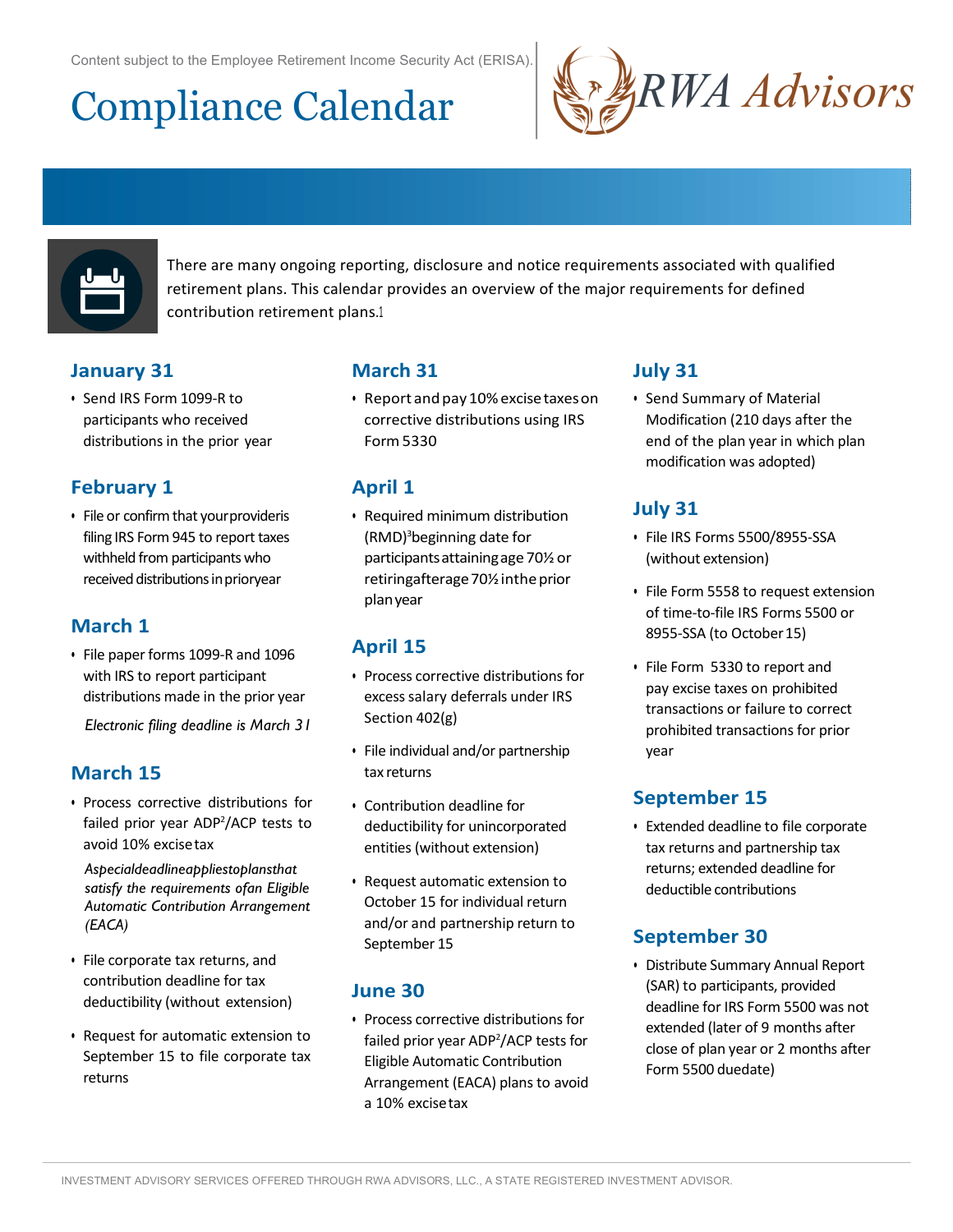Content subject to the Employee Retirement Income Security Act (ERISA).

# Compliance Calendar

RWA Advisors

There are many ongoing reporting, disclosure and notice requirements associated with qualified retirement plans. This calendar provides an overview of the major requirements for defined contribution retirement plans.[1]

## January 31

- Send IRS Form 1099-R to participants who received distributions in the prior year

## February 1

- File or confirm that your provider is filing IRS Form 945 to report taxes withheld from participants who received distributions in prior year

## March 1

- File paper forms 1099-R and 1096 with IRS to report participant distributions made in the prior year

  *Electronic filing deadline is March 31*

## March 15

- Process corrective distributions for failed prior year ADP[2]/ACP tests to avoid 10% excise tax

  *A special deadline applies to plans that satisfy the requirements of an Eligible Automatic Contribution Arrangement (EACA)*

- File corporate tax returns, and contribution deadline for tax deductibility (without extension)
- Request for automatic extension to September 15 to file corporate tax returns

## March 31

- Report and pay 10% excise taxes on corrective distributions using IRS Form 5330

## April 1

- Required minimum distribution (RMD)[3] beginning date for participants attaining age 70½ or retiring after age 70½ in the prior plan year

## April 15

- Process corrective distributions for excess salary deferrals under IRS Section 402(g)
- File individual and/or partnership tax returns
- Contribution deadline for deductibility for unincorporated entities (without extension)
- Request automatic extension to October 15 for individual return and/or and partnership return to September 15

## June 30

- Process corrective distributions for failed prior year ADP[2]/ACP tests for Eligible Automatic Contribution Arrangement (EACA) plans to avoid a 10% excise tax

## July 31

- Send Summary of Material Modification (210 days after the end of the plan year in which plan modification was adopted)

## July 31

- File IRS Forms 5500/8955-SSA (without extension)
- File Form 5558 to request extension of time-to-file IRS Forms 5500 or 8955-SSA (to October 15)
- File Form 5330 to report and pay excise taxes on prohibited transactions or failure to correct prohibited transactions for prior year

## September 15

- Extended deadline to file corporate tax returns and partnership tax returns; extended deadline for deductible contributions

## September 30

- Distribute Summary Annual Report (SAR) to participants, provided deadline for IRS Form 5500 was not extended (later of 9 months after close of plan year or 2 months after Form 5500 due date)

INVESTMENT ADVISORY SERVICES OFFERED THROUGH RWA ADVISORS, LLC., A STATE REGISTERED INVESTMENT ADVISOR.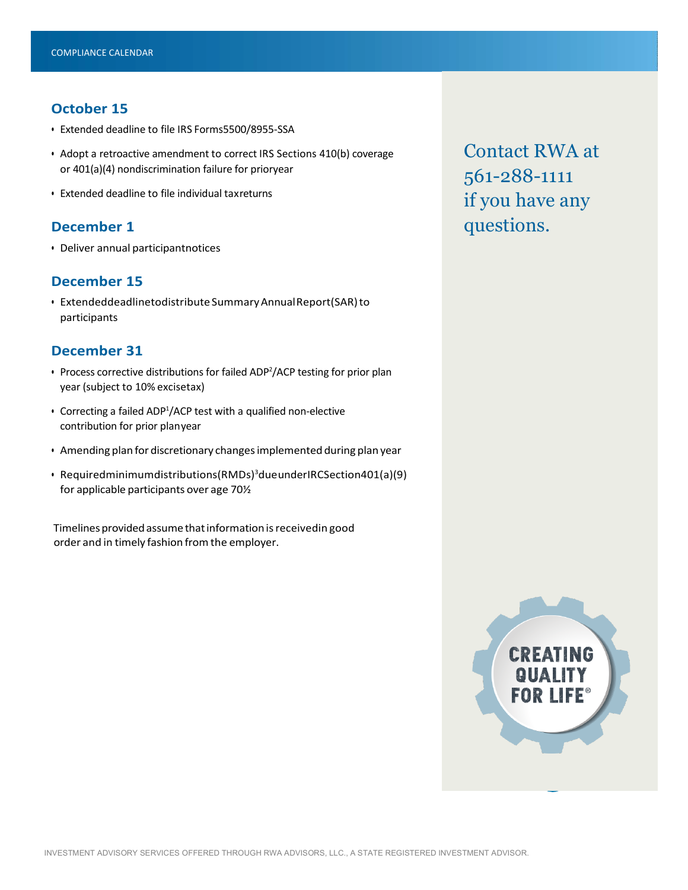## October 15

- Extended deadline to file IRS Forms5500/8955-SSA
- Adopt a retroactive amendment to correct IRS Sections 410(b) coverage or 401(a)(4) nondiscrimination failure for prioryear
- Extended deadline to file individual taxreturns

## December 1

- Deliver annual participantnotices

## December 15

- Extendeddeadlinetodistribute Summary Annual Report(SAR) to participants

## December 31

- Process corrective distributions for failed ADP[2]/ACP testing for prior plan year (subject to 10% excisetax)
- Correcting a failed ADP[1]/ACP test with a qualified non-elective contribution for prior planyear
- Amending plan for discretionary changes implemented during plan year
- Requiredminimumdistributions(RMDs)[3]dueunderIRCSection401(a)(9) for applicable participants over age 70½

Timelines provided assume that information is receivedin good order and in timely fashion from the employer.

Contact RWA at 561-288-1111 if you have any questions.

CREATING QUALITY FOR LIFE®

INVESTMENT ADVISORY SERVICES OFFERED THROUGH RWA ADVISORS, LLC., A STATE REGISTERED INVESTMENT ADVISOR.